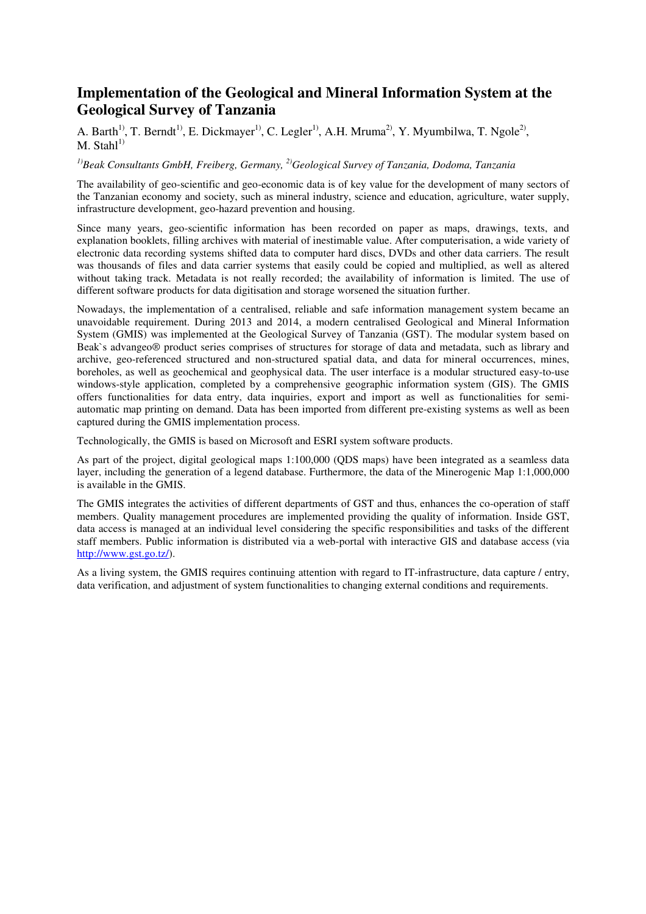# Implementation of the Geological and Mineral Information System at the Geological Survey of Tanzania

A. Barth[1], T. Berndt[1], E. Dickmayer[1], C. Legler[1], A.H. Mruma[2], Y. Myumbilwa, T. Ngole[2], M. Stahl[1]

*[1]Beak Consultants GmbH, Freiberg, Germany, [2]Geological Survey of Tanzania, Dodoma, Tanzania*

The availability of geo-scientific and geo-economic data is of key value for the development of many sectors of the Tanzanian economy and society, such as mineral industry, science and education, agriculture, water supply, infrastructure development, geo-hazard prevention and housing.

Since many years, geo-scientific information has been recorded on paper as maps, drawings, texts, and explanation booklets, filling archives with material of inestimable value. After computerisation, a wide variety of electronic data recording systems shifted data to computer hard discs, DVDs and other data carriers. The result was thousands of files and data carrier systems that easily could be copied and multiplied, as well as altered without taking track. Metadata is not really recorded; the availability of information is limited. The use of different software products for data digitisation and storage worsened the situation further.

Nowadays, the implementation of a centralised, reliable and safe information management system became an unavoidable requirement. During 2013 and 2014, a modern centralised Geological and Mineral Information System (GMIS) was implemented at the Geological Survey of Tanzania (GST). The modular system based on Beak`s advangeo® product series comprises of structures for storage of data and metadata, such as library and archive, geo-referenced structured and non-structured spatial data, and data for mineral occurrences, mines, boreholes, as well as geochemical and geophysical data. The user interface is a modular structured easy-to-use windows-style application, completed by a comprehensive geographic information system (GIS). The GMIS offers functionalities for data entry, data inquiries, export and import as well as functionalities for semi-automatic map printing on demand. Data has been imported from different pre-existing systems as well as been captured during the GMIS implementation process.

Technologically, the GMIS is based on Microsoft and ESRI system software products.

As part of the project, digital geological maps 1:100,000 (QDS maps) have been integrated as a seamless data layer, including the generation of a legend database. Furthermore, the data of the Minerogenic Map 1:1,000,000 is available in the GMIS.

The GMIS integrates the activities of different departments of GST and thus, enhances the co-operation of staff members. Quality management procedures are implemented providing the quality of information. Inside GST, data access is managed at an individual level considering the specific responsibilities and tasks of the different staff members. Public information is distributed via a web-portal with interactive GIS and database access (via http://www.gst.go.tz/).

As a living system, the GMIS requires continuing attention with regard to IT-infrastructure, data capture / entry, data verification, and adjustment of system functionalities to changing external conditions and requirements.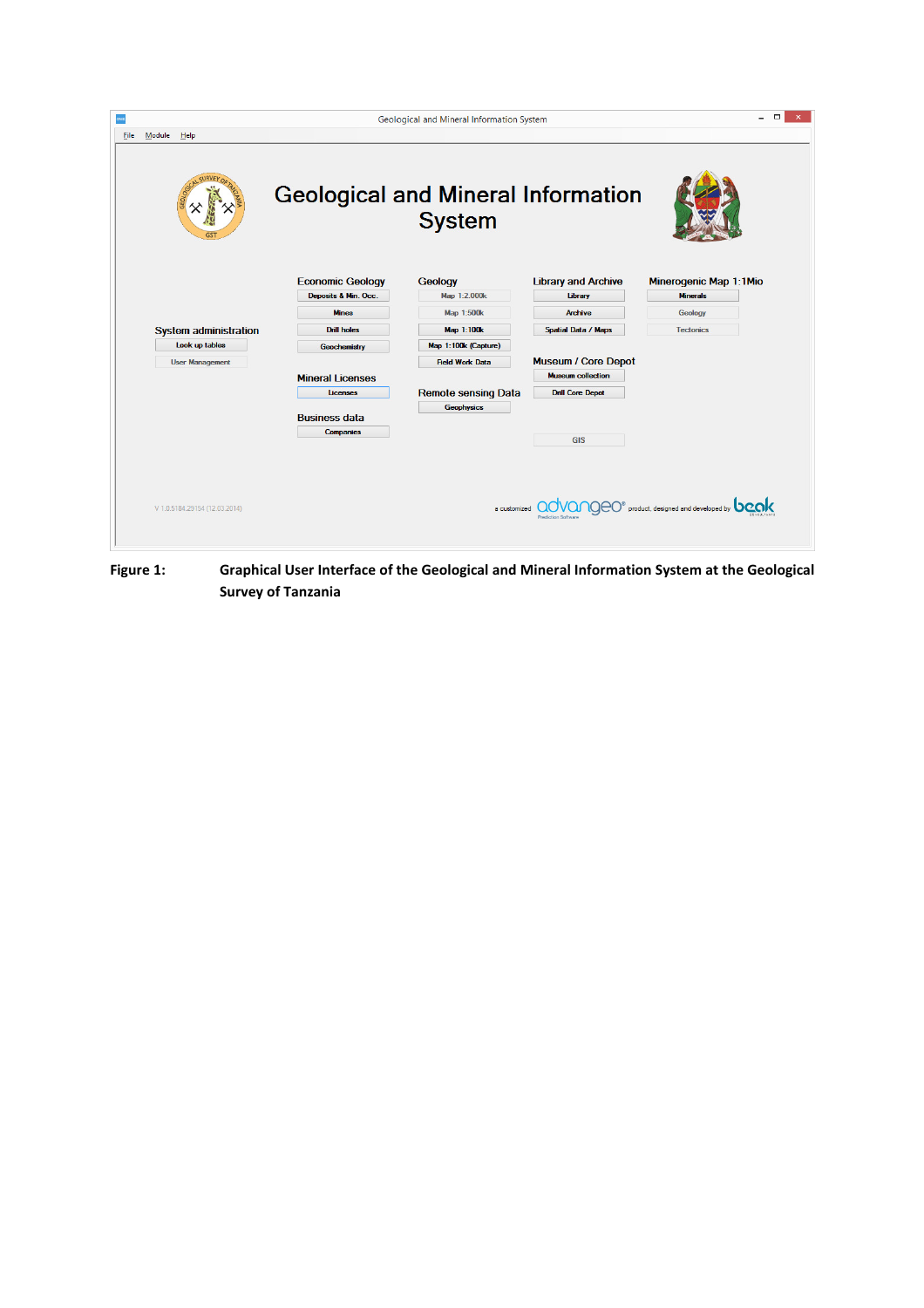**Figure 1:** **Graphical User Interface of the Geological and Mineral Information System at the Geological Survey of Tanzania**